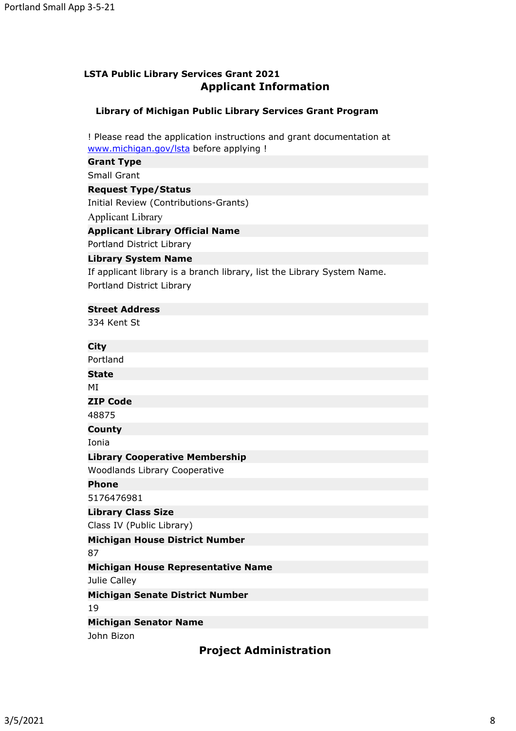**LSTA Public Library Services Grant 2021**

## Applicant Information

**Library of Michigan Public Library Services Grant Program**

! Please read the application instructions and grant documentation at [www.michigan.gov/lsta](http://www.michigan.gov/lsta) before applying !

**Grant Type**

Small Grant

**Request Type/Status**

Initial Review (Contributions-Grants)

Applicant Library

**Applicant Library Official Name**

Portland District Library

**Library System Name**

If applicant library is a branch library, list the Library System Name.

Portland District Library

**Street Address**

334 Kent St

**City**

Portland

**State**

MI

**ZIP Code**

48875

**County**

Ionia

**Library Cooperative Membership**

Woodlands Library Cooperative

**Phone**

5176476981

**Library Class Size**

Class IV (Public Library)

**Michigan House District Number**

87

**Michigan House Representative Name**

Julie Calley

**Michigan Senate District Number**

19

**Michigan Senator Name**

John Bizon

## Project Administration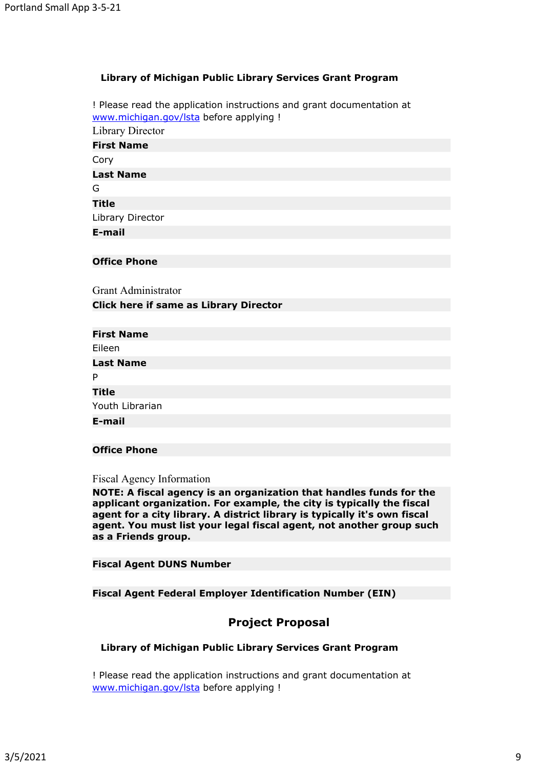**Library of Michigan Public Library Services Grant Program**

! Please read the application instructions and grant documentation at www.michigan.gov/lsta before applying !

Library Director

**First Name**

Cory

**Last Name**

G

**Title**

Library Director

**E-mail**

**Office Phone**

Grant Administrator

**Click here if same as Library Director**

**First Name**

Eileen

**Last Name**

P

**Title**

Youth Librarian

**E-mail**

**Office Phone**

Fiscal Agency Information

**NOTE: A fiscal agency is an organization that handles funds for the applicant organization. For example, the city is typically the fiscal agent for a city library. A district library is typically it's own fiscal agent. You must list your legal fiscal agent, not another group such as a Friends group.**

**Fiscal Agent DUNS Number**

**Fiscal Agent Federal Employer Identification Number (EIN)**

## Project Proposal

**Library of Michigan Public Library Services Grant Program**

! Please read the application instructions and grant documentation at www.michigan.gov/lsta before applying !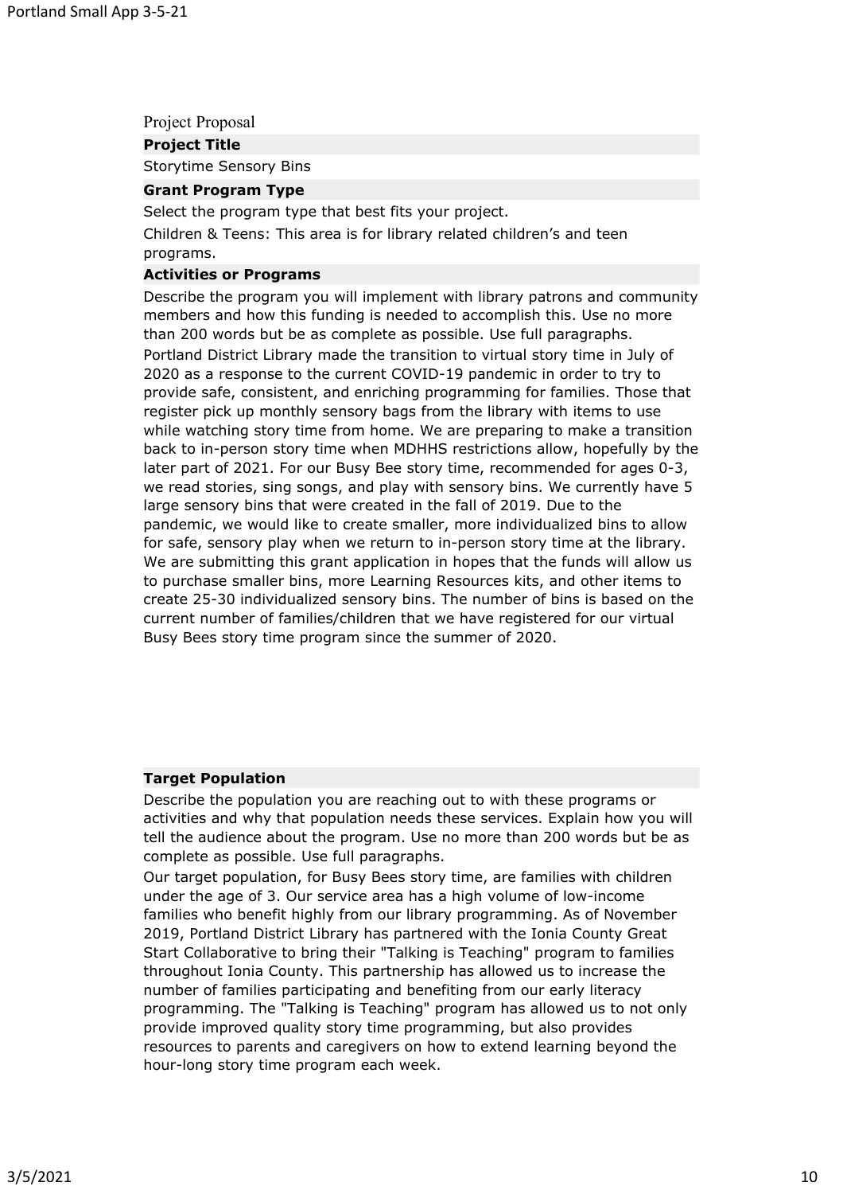Project Proposal

**Project Title**

Storytime Sensory Bins

**Grant Program Type**

Select the program type that best fits your project.

Children & Teens: This area is for library related children's and teen programs.

**Activities or Programs**

Describe the program you will implement with library patrons and community members and how this funding is needed to accomplish this. Use no more than 200 words but be as complete as possible. Use full paragraphs.

Portland District Library made the transition to virtual story time in July of 2020 as a response to the current COVID-19 pandemic in order to try to provide safe, consistent, and enriching programming for families. Those that register pick up monthly sensory bags from the library with items to use while watching story time from home. We are preparing to make a transition back to in-person story time when MDHHS restrictions allow, hopefully by the later part of 2021. For our Busy Bee story time, recommended for ages 0-3, we read stories, sing songs, and play with sensory bins. We currently have 5 large sensory bins that were created in the fall of 2019. Due to the pandemic, we would like to create smaller, more individualized bins to allow for safe, sensory play when we return to in-person story time at the library. We are submitting this grant application in hopes that the funds will allow us to purchase smaller bins, more Learning Resources kits, and other items to create 25-30 individualized sensory bins. The number of bins is based on the current number of families/children that we have registered for our virtual Busy Bees story time program since the summer of 2020.

**Target Population**

Describe the population you are reaching out to with these programs or activities and why that population needs these services. Explain how you will tell the audience about the program. Use no more than 200 words but be as complete as possible. Use full paragraphs.

Our target population, for Busy Bees story time, are families with children under the age of 3. Our service area has a high volume of low-income families who benefit highly from our library programming. As of November 2019, Portland District Library has partnered with the Ionia County Great Start Collaborative to bring their "Talking is Teaching" program to families throughout Ionia County. This partnership has allowed us to increase the number of families participating and benefiting from our early literacy programming. The "Talking is Teaching" program has allowed us to not only provide improved quality story time programming, but also provides resources to parents and caregivers on how to extend learning beyond the hour-long story time program each week.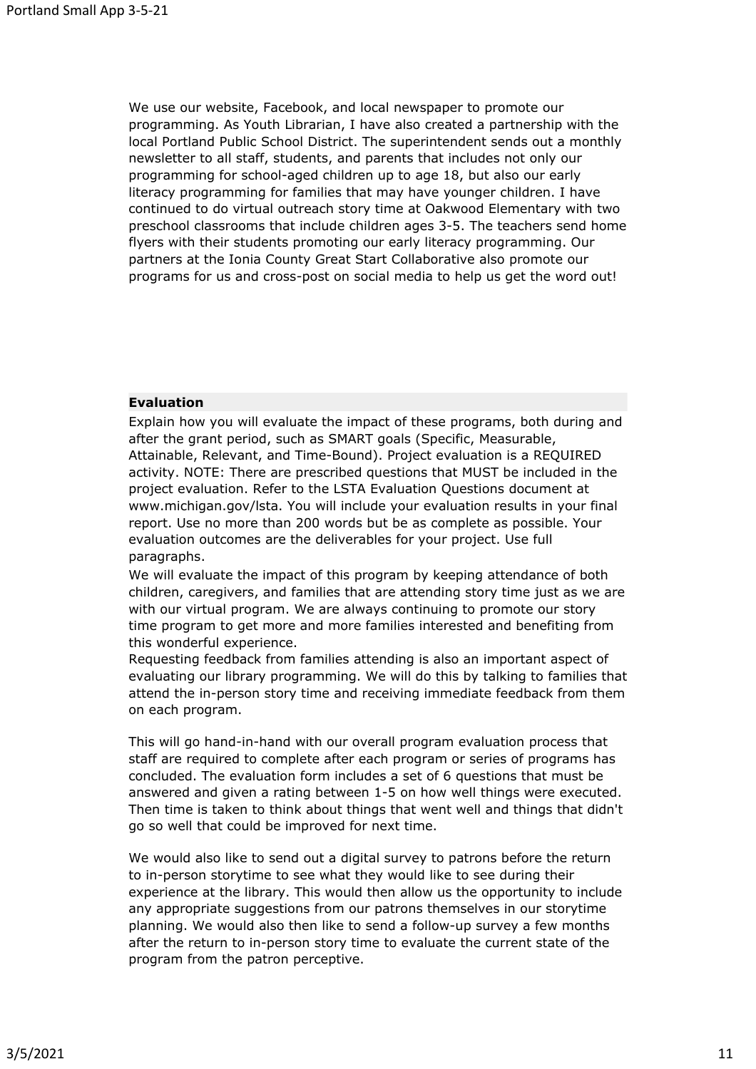We use our website, Facebook, and local newspaper to promote our programming. As Youth Librarian, I have also created a partnership with the local Portland Public School District. The superintendent sends out a monthly newsletter to all staff, students, and parents that includes not only our programming for school-aged children up to age 18, but also our early literacy programming for families that may have younger children. I have continued to do virtual outreach story time at Oakwood Elementary with two preschool classrooms that include children ages 3-5. The teachers send home flyers with their students promoting our early literacy programming. Our partners at the Ionia County Great Start Collaborative also promote our programs for us and cross-post on social media to help us get the word out!

## Evaluation

Explain how you will evaluate the impact of these programs, both during and after the grant period, such as SMART goals (Specific, Measurable, Attainable, Relevant, and Time-Bound). Project evaluation is a REQUIRED activity. NOTE: There are prescribed questions that MUST be included in the project evaluation. Refer to the LSTA Evaluation Questions document at www.michigan.gov/lsta. You will include your evaluation results in your final report. Use no more than 200 words but be as complete as possible. Your evaluation outcomes are the deliverables for your project. Use full paragraphs.

We will evaluate the impact of this program by keeping attendance of both children, caregivers, and families that are attending story time just as we are with our virtual program. We are always continuing to promote our story time program to get more and more families interested and benefiting from this wonderful experience.

Requesting feedback from families attending is also an important aspect of evaluating our library programming. We will do this by talking to families that attend the in-person story time and receiving immediate feedback from them on each program.

This will go hand-in-hand with our overall program evaluation process that staff are required to complete after each program or series of programs has concluded. The evaluation form includes a set of 6 questions that must be answered and given a rating between 1-5 on how well things were executed. Then time is taken to think about things that went well and things that didn't go so well that could be improved for next time.

We would also like to send out a digital survey to patrons before the return to in-person storytime to see what they would like to see during their experience at the library. This would then allow us the opportunity to include any appropriate suggestions from our patrons themselves in our storytime planning. We would also then like to send a follow-up survey a few months after the return to in-person story time to evaluate the current state of the program from the patron perceptive.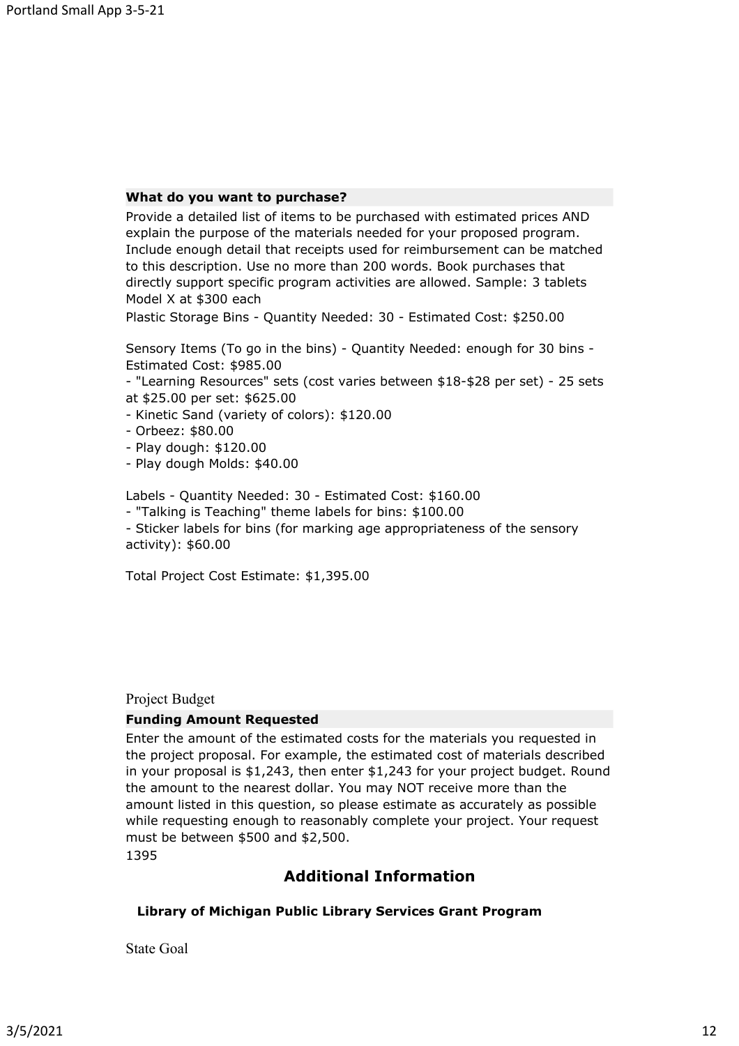**What do you want to purchase?**

Provide a detailed list of items to be purchased with estimated prices AND explain the purpose of the materials needed for your proposed program. Include enough detail that receipts used for reimbursement can be matched to this description. Use no more than 200 words. Book purchases that directly support specific program activities are allowed. Sample: 3 tablets Model X at $300 each

Plastic Storage Bins - Quantity Needed: 30 - Estimated Cost: $250.00

Sensory Items (To go in the bins) - Quantity Needed: enough for 30 bins - Estimated Cost: $985.00

- "Learning Resources" sets (cost varies between $18-$28 per set) - 25 sets at $25.00 per set: $625.00
- Kinetic Sand (variety of colors): $120.00
- Orbeez: $80.00
- Play dough: $120.00
- Play dough Molds: $40.00

Labels - Quantity Needed: 30 - Estimated Cost: $160.00

- "Talking is Teaching" theme labels for bins: $100.00
- Sticker labels for bins (for marking age appropriateness of the sensory activity): $60.00

Total Project Cost Estimate: $1,395.00

Project Budget

**Funding Amount Requested**

Enter the amount of the estimated costs for the materials you requested in the project proposal. For example, the estimated cost of materials described in your proposal is $1,243, then enter $1,243 for your project budget. Round the amount to the nearest dollar. You may NOT receive more than the amount listed in this question, so please estimate as accurately as possible while requesting enough to reasonably complete your project. Your request must be between $500 and $2,500.

1395

## Additional Information

**Library of Michigan Public Library Services Grant Program**

State Goal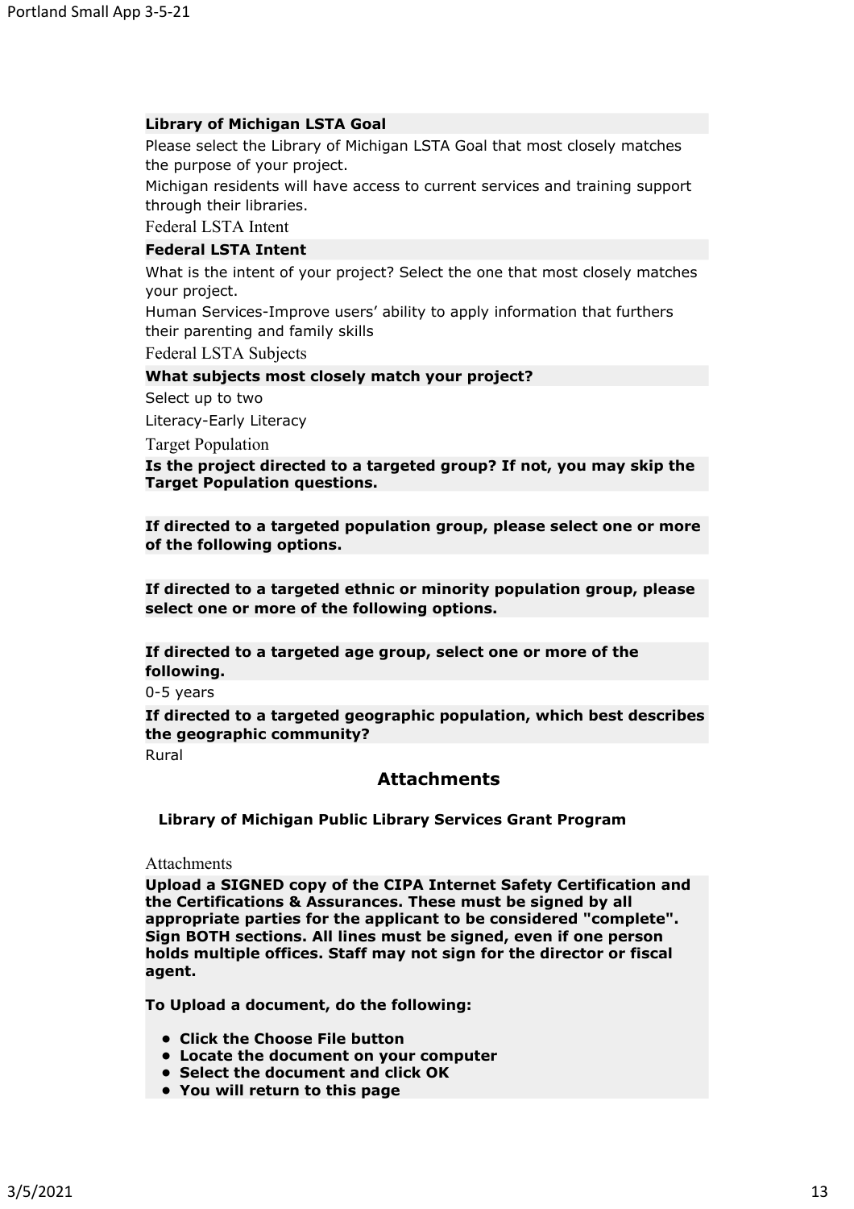**Library of Michigan LSTA Goal**

Please select the Library of Michigan LSTA Goal that most closely matches the purpose of your project.

Michigan residents will have access to current services and training support through their libraries.

Federal LSTA Intent

**Federal LSTA Intent**

What is the intent of your project? Select the one that most closely matches your project.

Human Services-Improve users' ability to apply information that furthers their parenting and family skills

Federal LSTA Subjects

**What subjects most closely match your project?**

Select up to two

Literacy-Early Literacy

Target Population

**Is the project directed to a targeted group? If not, you may skip the Target Population questions.**

**If directed to a targeted population group, please select one or more of the following options.**

**If directed to a targeted ethnic or minority population group, please select one or more of the following options.**

**If directed to a targeted age group, select one or more of the following.**

0-5 years

**If directed to a targeted geographic population, which best describes the geographic community?**

Rural

## Attachments

**Library of Michigan Public Library Services Grant Program**

Attachments

**Upload a SIGNED copy of the CIPA Internet Safety Certification and the Certifications & Assurances. These must be signed by all appropriate parties for the applicant to be considered "complete". Sign BOTH sections. All lines must be signed, even if one person holds multiple offices. Staff may not sign for the director or fiscal agent.**

**To Upload a document, do the following:**

- **Click the Choose File button**
- **Locate the document on your computer**
- **Select the document and click OK**
- **You will return to this page**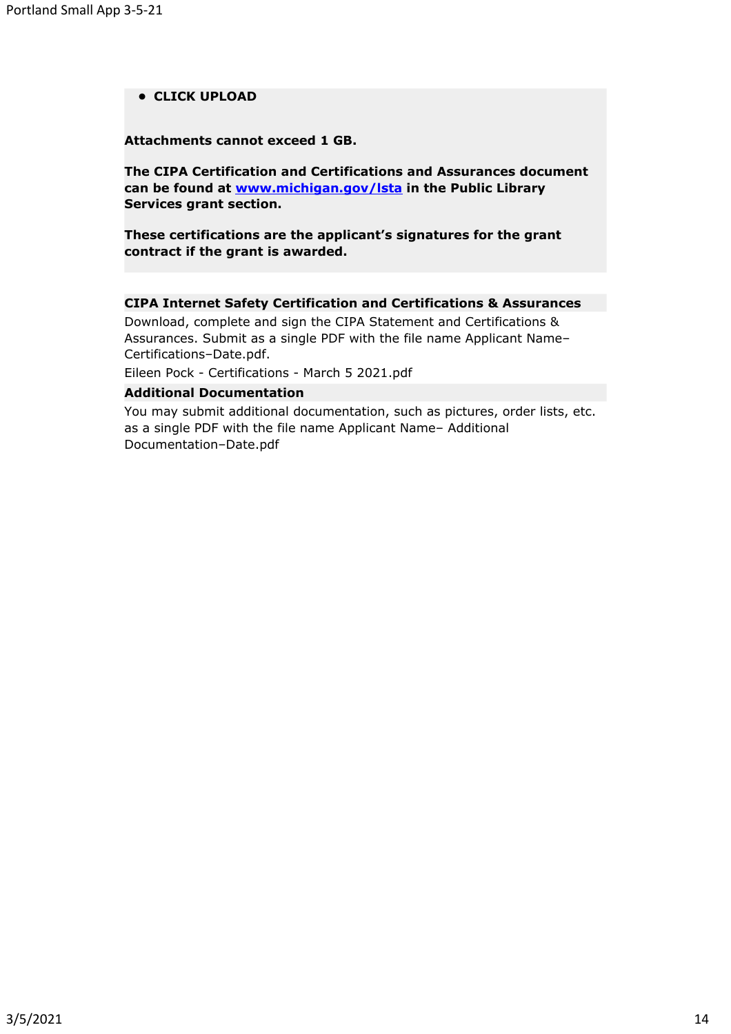- **CLICK UPLOAD**

**Attachments cannot exceed 1 GB.**

**The CIPA Certification and Certifications and Assurances document can be found at [www.michigan.gov/lsta](http://www.michigan.gov/lsta) in the Public Library Services grant section.**

**These certifications are the applicant's signatures for the grant contract if the grant is awarded.**

**CIPA Internet Safety Certification and Certifications & Assurances**

Download, complete and sign the CIPA Statement and Certifications & Assurances. Submit as a single PDF with the file name Applicant Name–Certifications–Date.pdf.

Eileen Pock - Certifications - March 5 2021.pdf

**Additional Documentation**

You may submit additional documentation, such as pictures, order lists, etc. as a single PDF with the file name Applicant Name– Additional Documentation–Date.pdf